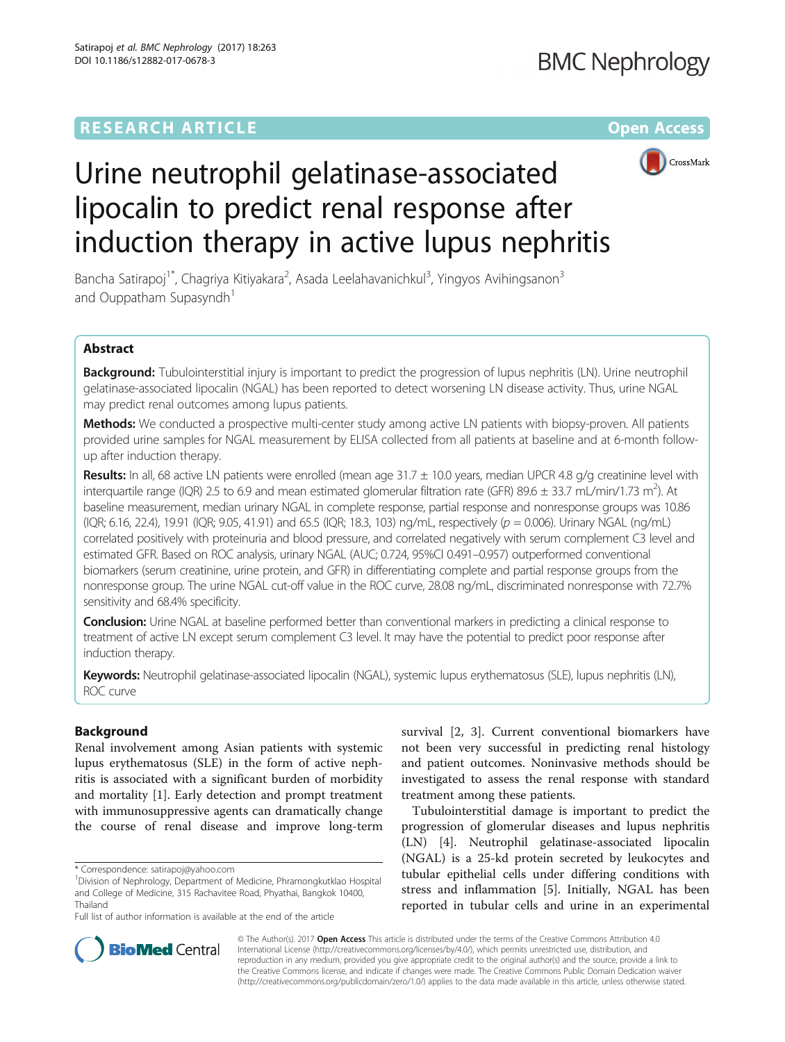# Urine neutrophil gelatinase-associated lipocalin to predict renal response after induction therapy in active lupus nephritis

Bancha Satirapoj[1*], Chagriya Kitiyakara[2], Asada Leelahavanichkul[3], Yingyos Avihingsanon[3] and Ouppatham Supasyndh[1]

## Abstract

**Background:** Tubulointerstitial injury is important to predict the progression of lupus nephritis (LN). Urine neutrophil gelatinase-associated lipocalin (NGAL) has been reported to detect worsening LN disease activity. Thus, urine NGAL may predict renal outcomes among lupus patients.

**Methods:** We conducted a prospective multi-center study among active LN patients with biopsy-proven. All patients provided urine samples for NGAL measurement by ELISA collected from all patients at baseline and at 6-month follow-up after induction therapy.

**Results:** In all, 68 active LN patients were enrolled (mean age 31.7 ± 10.0 years, median UPCR 4.8 g/g creatinine level with interquartile range (IQR) 2.5 to 6.9 and mean estimated glomerular filtration rate (GFR) 89.6 ± 33.7 mL/min/1.73 m$^2$). At baseline measurement, median urinary NGAL in complete response, partial response and nonresponse groups was 10.86 (IQR; 6.16, 22.4), 19.91 (IQR; 9.05, 41.91) and 65.5 (IQR; 18.3, 103) ng/mL, respectively ($p = 0.006$). Urinary NGAL (ng/mL) correlated positively with proteinuria and blood pressure, and correlated negatively with serum complement C3 level and estimated GFR. Based on ROC analysis, urinary NGAL (AUC; 0.724, 95%CI 0.491–0.957) outperformed conventional biomarkers (serum creatinine, urine protein, and GFR) in differentiating complete and partial response groups from the nonresponse group. The urine NGAL cut-off value in the ROC curve, 28.08 ng/mL, discriminated nonresponse with 72.7% sensitivity and 68.4% specificity.

**Conclusion:** Urine NGAL at baseline performed better than conventional markers in predicting a clinical response to treatment of active LN except serum complement C3 level. It may have the potential to predict poor response after induction therapy.

**Keywords:** Neutrophil gelatinase-associated lipocalin (NGAL), systemic lupus erythematosus (SLE), lupus nephritis (LN), ROC curve

## Background

Renal involvement among Asian patients with systemic lupus erythematosus (SLE) in the form of active nephritis is associated with a significant burden of morbidity and mortality [1]. Early detection and prompt treatment with immunosuppressive agents can dramatically change the course of renal disease and improve long-term survival [2, 3]. Current conventional biomarkers have not been very successful in predicting renal histology and patient outcomes. Noninvasive methods should be investigated to assess the renal response with standard treatment among these patients.

Tubulointerstitial damage is important to predict the progression of glomerular diseases and lupus nephritis (LN) [4]. Neutrophil gelatinase-associated lipocalin (NGAL) is a 25-kd protein secreted by leukocytes and tubular epithelial cells under differing conditions with stress and inflammation [5]. Initially, NGAL has been reported in tubular cells and urine in an experimental

\* Correspondence: satirapoj@yahoo.com

[1]Division of Nephrology, Department of Medicine, Phramongkutklao Hospital and College of Medicine, 315 Rachavitee Road, Phyathai, Bangkok 10400, Thailand

Full list of author information is available at the end of the article

© The Author(s). 2017 **Open Access** This article is distributed under the terms of the Creative Commons Attribution 4.0 International License (http://creativecommons.org/licenses/by/4.0/), which permits unrestricted use, distribution, and reproduction in any medium, provided you give appropriate credit to the original author(s) and the source, provide a link to the Creative Commons license, and indicate if changes were made. The Creative Commons Public Domain Dedication waiver (http://creativecommons.org/publicdomain/zero/1.0/) applies to the data made available in this article, unless otherwise stated.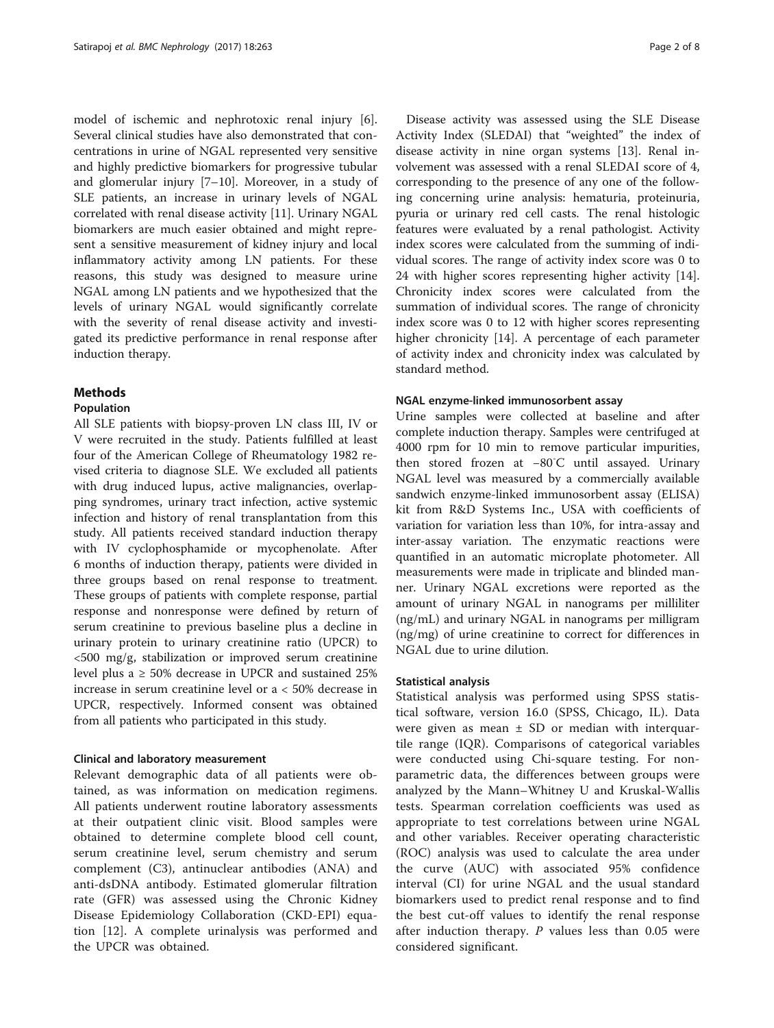model of ischemic and nephrotoxic renal injury [6]. Several clinical studies have also demonstrated that concentrations in urine of NGAL represented very sensitive and highly predictive biomarkers for progressive tubular and glomerular injury [7–10]. Moreover, in a study of SLE patients, an increase in urinary levels of NGAL correlated with renal disease activity [11]. Urinary NGAL biomarkers are much easier obtained and might represent a sensitive measurement of kidney injury and local inflammatory activity among LN patients. For these reasons, this study was designed to measure urine NGAL among LN patients and we hypothesized that the levels of urinary NGAL would significantly correlate with the severity of renal disease activity and investigated its predictive performance in renal response after induction therapy.

## Methods

### Population

All SLE patients with biopsy-proven LN class III, IV or V were recruited in the study. Patients fulfilled at least four of the American College of Rheumatology 1982 revised criteria to diagnose SLE. We excluded all patients with drug induced lupus, active malignancies, overlapping syndromes, urinary tract infection, active systemic infection and history of renal transplantation from this study. All patients received standard induction therapy with IV cyclophosphamide or mycophenolate. After 6 months of induction therapy, patients were divided in three groups based on renal response to treatment. These groups of patients with complete response, partial response and nonresponse were defined by return of serum creatinine to previous baseline plus a decline in urinary protein to urinary creatinine ratio (UPCR) to <500 mg/g, stabilization or improved serum creatinine level plus a ≥ 50% decrease in UPCR and sustained 25% increase in serum creatinine level or a < 50% decrease in UPCR, respectively. Informed consent was obtained from all patients who participated in this study.

### Clinical and laboratory measurement

Relevant demographic data of all patients were obtained, as was information on medication regimens. All patients underwent routine laboratory assessments at their outpatient clinic visit. Blood samples were obtained to determine complete blood cell count, serum creatinine level, serum chemistry and serum complement (C3), antinuclear antibodies (ANA) and anti-dsDNA antibody. Estimated glomerular filtration rate (GFR) was assessed using the Chronic Kidney Disease Epidemiology Collaboration (CKD-EPI) equation [12]. A complete urinalysis was performed and the UPCR was obtained.

Disease activity was assessed using the SLE Disease Activity Index (SLEDAI) that "weighted" the index of disease activity in nine organ systems [13]. Renal involvement was assessed with a renal SLEDAI score of 4, corresponding to the presence of any one of the following concerning urine analysis: hematuria, proteinuria, pyuria or urinary red cell casts. The renal histologic features were evaluated by a renal pathologist. Activity index scores were calculated from the summing of individual scores. The range of activity index score was 0 to 24 with higher scores representing higher activity [14]. Chronicity index scores were calculated from the summation of individual scores. The range of chronicity index score was 0 to 12 with higher scores representing higher chronicity [14]. A percentage of each parameter of activity index and chronicity index was calculated by standard method.

### NGAL enzyme-linked immunosorbent assay

Urine samples were collected at baseline and after complete induction therapy. Samples were centrifuged at 4000 rpm for 10 min to remove particular impurities, then stored frozen at −80°C until assayed. Urinary NGAL level was measured by a commercially available sandwich enzyme-linked immunosorbent assay (ELISA) kit from R&D Systems Inc., USA with coefficients of variation for variation less than 10%, for intra-assay and inter-assay variation. The enzymatic reactions were quantified in an automatic microplate photometer. All measurements were made in triplicate and blinded manner. Urinary NGAL excretions were reported as the amount of urinary NGAL in nanograms per milliliter (ng/mL) and urinary NGAL in nanograms per milligram (ng/mg) of urine creatinine to correct for differences in NGAL due to urine dilution.

### Statistical analysis

Statistical analysis was performed using SPSS statistical software, version 16.0 (SPSS, Chicago, IL). Data were given as mean ± SD or median with interquartile range (IQR). Comparisons of categorical variables were conducted using Chi-square testing. For nonparametric data, the differences between groups were analyzed by the Mann–Whitney U and Kruskal-Wallis tests. Spearman correlation coefficients was used as appropriate to test correlations between urine NGAL and other variables. Receiver operating characteristic (ROC) analysis was used to calculate the area under the curve (AUC) with associated 95% confidence interval (CI) for urine NGAL and the usual standard biomarkers used to predict renal response and to find the best cut-off values to identify the renal response after induction therapy. $P$ values less than 0.05 were considered significant.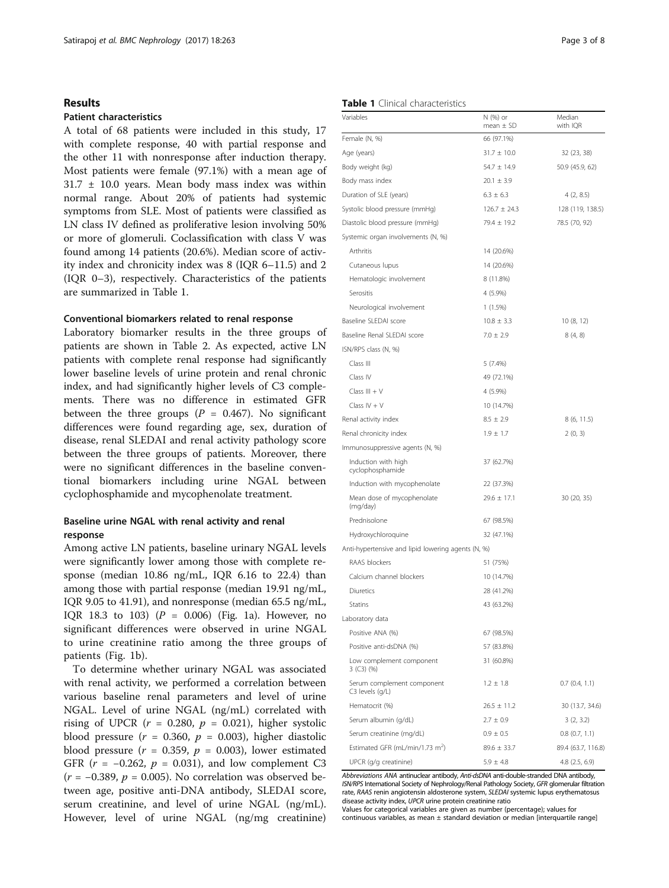## Results

### Patient characteristics

A total of 68 patients were included in this study, 17 with complete response, 40 with partial response and the other 11 with nonresponse after induction therapy. Most patients were female (97.1%) with a mean age of 31.7 ± 10.0 years. Mean body mass index was within normal range. About 20% of patients had systemic symptoms from SLE. Most of patients were classified as LN class IV defined as proliferative lesion involving 50% or more of glomeruli. Coclassification with class V was found among 14 patients (20.6%). Median score of activity index and chronicity index was 8 (IQR 6–11.5) and 2 (IQR 0–3), respectively. Characteristics of the patients are summarized in Table 1.

### Conventional biomarkers related to renal response

Laboratory biomarker results in the three groups of patients are shown in Table 2. As expected, active LN patients with complete renal response had significantly lower baseline levels of urine protein and renal chronic index, and had significantly higher levels of C3 complements. There was no difference in estimated GFR between the three groups ($P = 0.467$). No significant differences were found regarding age, sex, duration of disease, renal SLEDAI and renal activity pathology score between the three groups of patients. Moreover, there were no significant differences in the baseline conventional biomarkers including urine NGAL between cyclophosphamide and mycophenolate treatment.

### Baseline urine NGAL with renal activity and renal response

Among active LN patients, baseline urinary NGAL levels were significantly lower among those with complete response (median 10.86 ng/mL, IQR 6.16 to 22.4) than among those with partial response (median 19.91 ng/mL, IQR 9.05 to 41.91), and nonresponse (median 65.5 ng/mL, IQR 18.3 to 103) ($P = 0.006$) (Fig. 1a). However, no significant differences were observed in urine NGAL to urine creatinine ratio among the three groups of patients (Fig. 1b).

To determine whether urinary NGAL was associated with renal activity, we performed a correlation between various baseline renal parameters and level of urine NGAL. Level of urine NGAL (ng/mL) correlated with rising of UPCR ($r = 0.280$, $p = 0.021$), higher systolic blood pressure ($r = 0.360$, $p = 0.003$), higher diastolic blood pressure ($r = 0.359$, $p = 0.003$), lower estimated GFR ($r = -0.262$, $p = 0.031$), and low complement C3 ($r = -0.389$, $p = 0.005$). No correlation was observed between age, positive anti-DNA antibody, SLEDAI score, serum creatinine, and level of urine NGAL (ng/mL). However, level of urine NGAL (ng/mg creatinine)

**Table 1** Clinical characteristics

| Variables | N (%) or mean ± SD | Median with IQR |
|---|---|---|
| Female (N, %) | 66 (97.1%) | |
| Age (years) | 31.7 ± 10.0 | 32 (23, 38) |
| Body weight (kg) | 54.7 ± 14.9 | 50.9 (45.9, 62) |
| Body mass index | 20.1 ± 3.9 | |
| Duration of SLE (years) | 6.3 ± 6.3 | 4 (2, 8.5) |
| Systolic blood pressure (mmHg) | 126.7 ± 24.3 | 128 (119, 138.5) |
| Diastolic blood pressure (mmHg) | 79.4 ± 19.2 | 78.5 (70, 92) |
| Systemic organ involvements (N, %) | | |
| Arthritis | 14 (20.6%) | |
| Cutaneous lupus | 14 (20.6%) | |
| Hematologic involvement | 8 (11.8%) | |
| Serositis | 4 (5.9%) | |
| Neurological involvement | 1 (1.5%) | |
| Baseline SLEDAI score | 10.8 ± 3.3 | 10 (8, 12) |
| Baseline Renal SLEDAI score | 7.0 ± 2.9 | 8 (4, 8) |
| ISN/RPS class (N, %) | | |
| Class III | 5 (7.4%) | |
| Class IV | 49 (72.1%) | |
| Class III + V | 4 (5.9%) | |
| Class IV + V | 10 (14.7%) | |
| Renal activity index | 8.5 ± 2.9 | 8 (6, 11.5) |
| Renal chronicity index | 1.9 ± 1.7 | 2 (0, 3) |
| Immunosuppressive agents (N, %) | | |
| Induction with high cyclophosphamide | 37 (62.7%) | |
| Induction with mycophenolate | 22 (37.3%) | |
| Mean dose of mycophenolate (mg/day) | 29.6 ± 17.1 | 30 (20, 35) |
| Prednisolone | 67 (98.5%) | |
| Hydroxychloroquine | 32 (47.1%) | |
| Anti-hypertensive and lipid lowering agents (N, %) | | |
| RAAS blockers | 51 (75%) | |
| Calcium channel blockers | 10 (14.7%) | |
| Diuretics | 28 (41.2%) | |
| Statins | 43 (63.2%) | |
| Laboratory data | | |
| Positive ANA (%) | 67 (98.5%) | |
| Positive anti-dsDNA (%) | 57 (83.8%) | |
| Low complement component 3 (C3) (%) | 31 (60.8%) | |
| Serum complement component C3 levels (g/L) | 1.2 ± 1.8 | 0.7 (0.4, 1.1) |
| Hematocrit (%) | 26.5 ± 11.2 | 30 (13.7, 34.6) |
| Serum albumin (g/dL) | 2.7 ± 0.9 | 3 (2, 3.2) |
| Serum creatinine (mg/dL) | 0.9 ± 0.5 | 0.8 (0.7, 1.1) |
| Estimated GFR (mL/min/1.73 m$^2$) | 89.6 ± 33.7 | 89.4 (63.7, 116.8) |
| UPCR (g/g creatinine) | 5.9 ± 4.8 | 4.8 (2.5, 6.9) |

*Abbreviations ANA* antinuclear antibody, *Anti-dsDNA* anti-double-stranded DNA antibody, *ISN/RPS* International Society of Nephrology/Renal Pathology Society, *GFR* glomerular filtration rate, *RAAS* renin angiotensin aldosterone system, *SLEDAI* systemic lupus erythematosus disease activity index, *UPCR* urine protein creatinine ratio

Values for categorical variables are given as number (percentage); values for continuous variables, as mean ± standard deviation or median [interquartile range]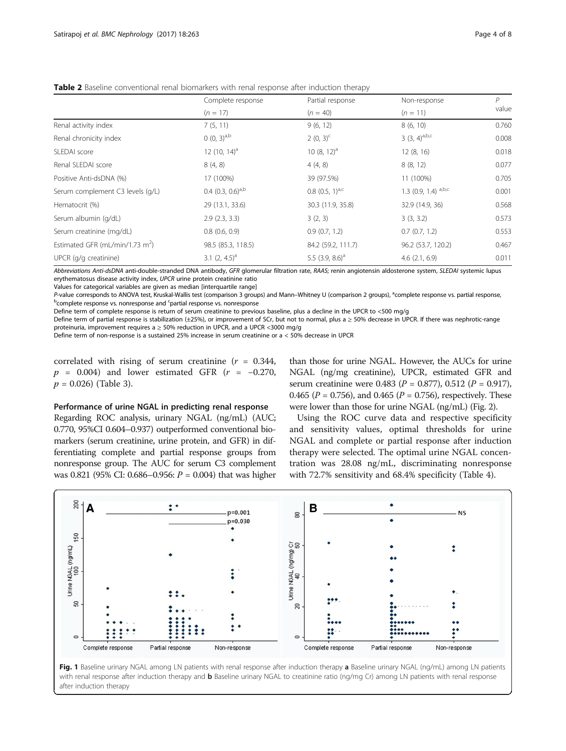**Table 2** Baseline conventional renal biomarkers with renal response after induction therapy

| | Complete response (n = 17) | Partial response (n = 40) | Non-response (n = 11) | P value |
|---|---|---|---|---|
| Renal activity index | 7 (5, 11) | 9 (6, 12) | 8 (6, 10) | 0.760 |
| Renal chronicity index | 0 (0, 3)[a,b] | 2 (0, 3)[c] | 3 (3, 4)[a,b,c] | 0.008 |
| SLEDAI score | 12 (10, 14)[a] | 10 (8, 12)[a] | 12 (8, 16) | 0.018 |
| Renal SLEDAI score | 8 (4, 8) | 4 (4, 8) | 8 (8, 12) | 0.077 |
| Positive Anti-dsDNA (%) | 17 (100%) | 39 (97.5%) | 11 (100%) | 0.705 |
| Serum complement C3 levels (g/L) | 0.4 (0.3, 0.6)[a,b] | 0.8 (0.5, 1)[a,c] | 1.3 (0.9, 1.4) [a,b,c] | 0.001 |
| Hematocrit (%) | 29 (13.1, 33.6) | 30.3 (11.9, 35.8) | 32.9 (14.9, 36) | 0.568 |
| Serum albumin (g/dL) | 2.9 (2.3, 3.3) | 3 (2, 3) | 3 (3, 3.2) | 0.573 |
| Serum creatinine (mg/dL) | 0.8 (0.6, 0.9) | 0.9 (0.7, 1.2) | 0.7 (0.7, 1.2) | 0.553 |
| Estimated GFR (mL/min/1.73 $m^2$) | 98.5 (85.3, 118.5) | 84.2 (59.2, 111.7) | 96.2 (53.7, 120.2) | 0.467 |
| UPCR (g/g creatinine) | 3.1 (2, 4.5)[a] | 5.5 (3.9, 8.6)[a] | 4.6 (2.1, 6.9) | 0.011 |

*Abbreviations Anti-dsDNA* anti-double-stranded DNA antibody, *GFR* glomerular filtration rate, *RAAS*; renin angiotensin aldosterone system, *SLEDAI* systemic lupus erythematosus disease activity index, *UPCR* urine protein creatinine ratio

Values for categorical variables are given as median [interquartile range]

*P*-value corresponds to ANOVA test, Kruskal-Wallis test (comparison 3 groups) and Mann–Whitney U (comparison 2 groups), [a]complete response vs. partial response, [b]complete response vs. nonresponse and [c]partial response vs. nonresponse

Define term of complete response is return of serum creatinine to previous baseline, plus a decline in the UPCR to <500 mg/g

Define term of partial response is stabilization (±25%), or improvement of SCr, but not to normal, plus a ≥ 50% decrease in UPCR. If there was nephrotic-range proteinuria, improvement requires a ≥ 50% reduction in UPCR, and a UPCR <3000 mg/g

Define term of non-response is a sustained 25% increase in serum creatinine or a < 50% decrease in UPCR

correlated with rising of serum creatinine ($r$ = 0.344, $p$ = 0.004) and lower estimated GFR ($r$ = −0.270, $p$ = 0.026) (Table 3).

### Performance of urine NGAL in predicting renal response

Regarding ROC analysis, urinary NGAL (ng/mL) (AUC; 0.770, 95%CI 0.604–0.937) outperformed conventional biomarkers (serum creatinine, urine protein, and GFR) in differentiating complete and partial response groups from nonresponse group. The AUC for serum C3 complement was 0.821 (95% CI: 0.686–0.956: $P$ = 0.004) that was higher than those for urine NGAL. However, the AUCs for urine NGAL (ng/mg creatinine), UPCR, estimated GFR and serum creatinine were 0.483 ($P$ = 0.877), 0.512 ($P$ = 0.917), 0.465 ($P$ = 0.756), and 0.465 ($P$ = 0.756), respectively. These were lower than those for urine NGAL (ng/mL) (Fig. 2).

Using the ROC curve data and respective specificity and sensitivity values, optimal thresholds for urine NGAL and complete or partial response after induction therapy were selected. The optimal urine NGAL concentration was 28.08 ng/mL, discriminating nonresponse with 72.7% sensitivity and 68.4% specificity (Table 4).

A
Urine NGAL (ng/mL)
0
50
100
150
200
p=0.001
p=0.030
Complete response
Partial response
Non-response

B
Urine NGAL (ng/mg) Cr
0
20
40
60
80
NS
Complete response
Partial response
Non-response

**Fig. 1** Baseline urinary NGAL among LN patients with renal response after induction therapy **a** Baseline urinary NGAL (ng/mL) among LN patients with renal response after induction therapy and **b** Baseline urinary NGAL to creatinine ratio (ng/mg Cr) among LN patients with renal response after induction therapy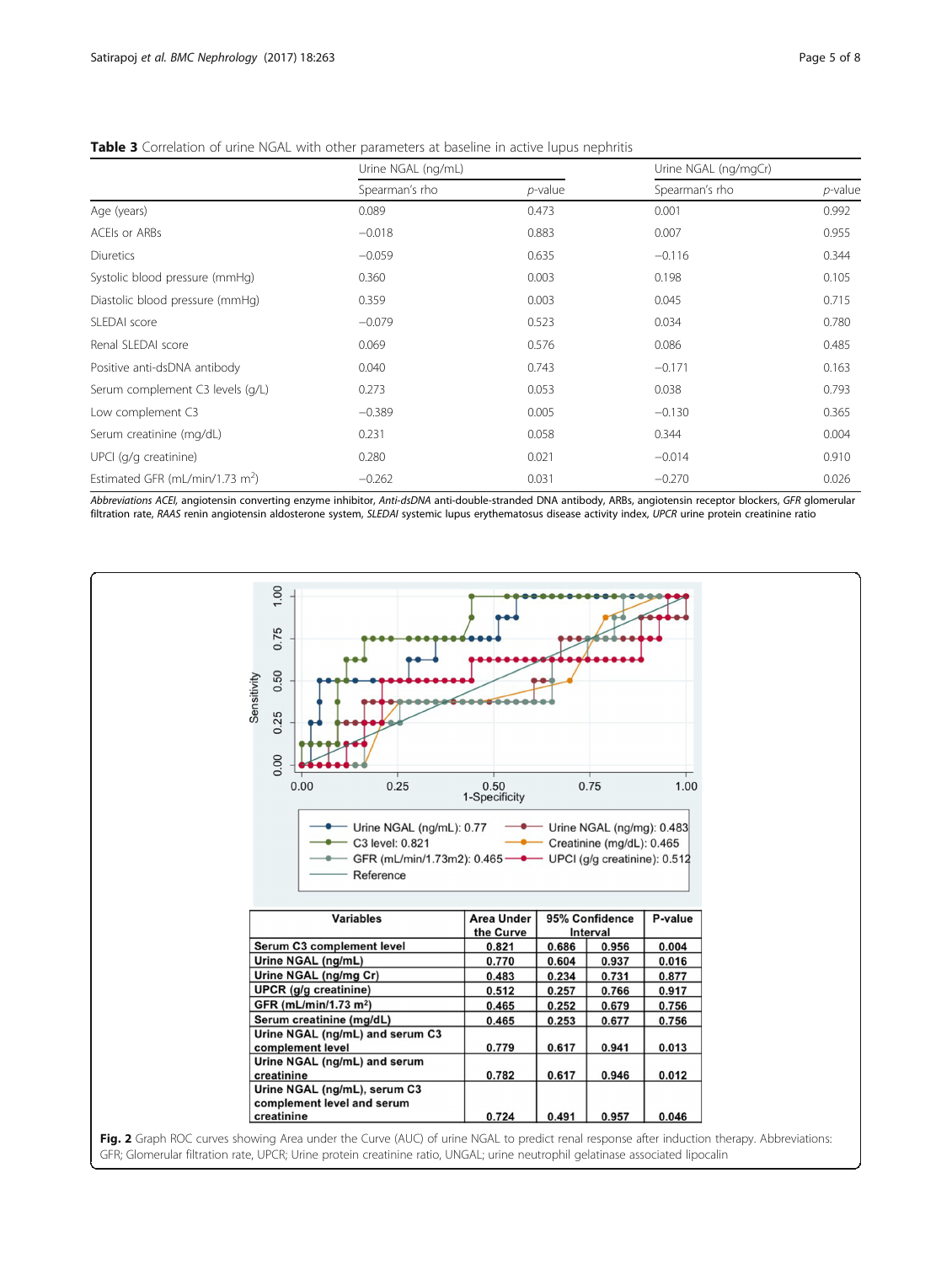**Table 3** Correlation of urine NGAL with other parameters at baseline in active lupus nephritis

| | Urine NGAL (ng/mL) | | Urine NGAL (ng/mgCr) | |
|---|---|---|---|---|
| | Spearman's rho | *p*-value | Spearman's rho | *p*-value |
| Age (years) | 0.089 | 0.473 | 0.001 | 0.992 |
| ACEIs or ARBs | −0.018 | 0.883 | 0.007 | 0.955 |
| Diuretics | −0.059 | 0.635 | −0.116 | 0.344 |
| Systolic blood pressure (mmHg) | 0.360 | 0.003 | 0.198 | 0.105 |
| Diastolic blood pressure (mmHg) | 0.359 | 0.003 | 0.045 | 0.715 |
| SLEDAI score | −0.079 | 0.523 | 0.034 | 0.780 |
| Renal SLEDAI score | 0.069 | 0.576 | 0.086 | 0.485 |
| Positive anti-dsDNA antibody | 0.040 | 0.743 | −0.171 | 0.163 |
| Serum complement C3 levels (g/L) | 0.273 | 0.053 | 0.038 | 0.793 |
| Low complement C3 | −0.389 | 0.005 | −0.130 | 0.365 |
| Serum creatinine (mg/dL) | 0.231 | 0.058 | 0.344 | 0.004 |
| UPCI (g/g creatinine) | 0.280 | 0.021 | −0.014 | 0.910 |
| Estimated GFR (mL/min/1.73 m$^2$) | −0.262 | 0.031 | −0.270 | 0.026 |

*Abbreviations ACEI,* angiotensin converting enzyme inhibitor, *Anti-dsDNA* anti-double-stranded DNA antibody, ARBs, angiotensin receptor blockers, *GFR* glomerular filtration rate, *RAAS* renin angiotensin aldosterone system, *SLEDAI* systemic lupus erythematosus disease activity index, *UPCR* urine protein creatinine ratio

Sensitivity
0.00
0.25
0.50
0.75
1.00
1-Specificity

Urine NGAL (ng/mL): 0.77
Urine NGAL (ng/mg): 0.483
C3 level: 0.821
Creatinine (mg/dL): 0.465
GFR (mL/min/1.73m2): 0.465
UPCI (g/g creatinine): 0.512
Reference

| Variables | Area Under the Curve | 95% Confidence Interval | | P-value |
|---|---|---|---|---|
| Serum C3 complement level | 0.821 | 0.686 | 0.956 | 0.004 |
| Urine NGAL (ng/mL) | 0.770 | 0.604 | 0.937 | 0.016 |
| Urine NGAL (ng/mg Cr) | 0.483 | 0.234 | 0.731 | 0.877 |
| UPCR (g/g creatinine) | 0.512 | 0.257 | 0.766 | 0.917 |
| GFR (mL/min/1.73 m$^2$) | 0.465 | 0.252 | 0.679 | 0.756 |
| Serum creatinine (mg/dL) | 0.465 | 0.253 | 0.677 | 0.756 |
| Urine NGAL (ng/mL) and serum C3 complement level | 0.779 | 0.617 | 0.941 | 0.013 |
| Urine NGAL (ng/mL) and serum creatinine | 0.782 | 0.617 | 0.946 | 0.012 |
| Urine NGAL (ng/mL), serum C3 complement level and serum creatinine | 0.724 | 0.491 | 0.957 | 0.046 |

**Fig. 2** Graph ROC curves showing Area under the Curve (AUC) of urine NGAL to predict renal response after induction therapy. Abbreviations: GFR; Glomerular filtration rate, UPCR; Urine protein creatinine ratio, UNGAL; urine neutrophil gelatinase associated lipocalin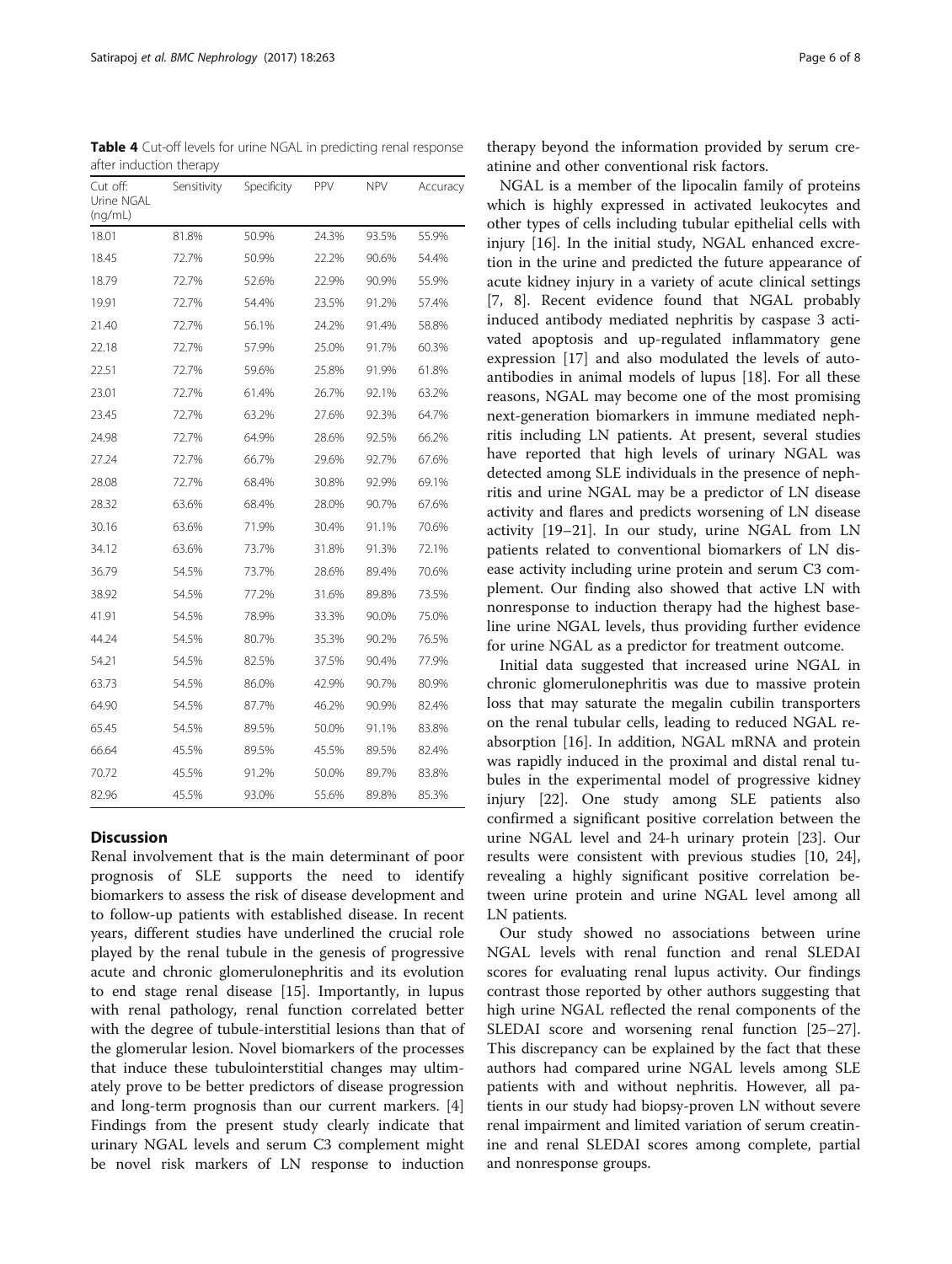**Table 4** Cut-off levels for urine NGAL in predicting renal response after induction therapy

| Cut off: Urine NGAL (ng/mL) | Sensitivity | Specificity | PPV | NPV | Accuracy |
|---|---|---|---|---|---|
| 18.01 | 81.8% | 50.9% | 24.3% | 93.5% | 55.9% |
| 18.45 | 72.7% | 50.9% | 22.2% | 90.6% | 54.4% |
| 18.79 | 72.7% | 52.6% | 22.9% | 90.9% | 55.9% |
| 19.91 | 72.7% | 54.4% | 23.5% | 91.2% | 57.4% |
| 21.40 | 72.7% | 56.1% | 24.2% | 91.4% | 58.8% |
| 22.18 | 72.7% | 57.9% | 25.0% | 91.7% | 60.3% |
| 22.51 | 72.7% | 59.6% | 25.8% | 91.9% | 61.8% |
| 23.01 | 72.7% | 61.4% | 26.7% | 92.1% | 63.2% |
| 23.45 | 72.7% | 63.2% | 27.6% | 92.3% | 64.7% |
| 24.98 | 72.7% | 64.9% | 28.6% | 92.5% | 66.2% |
| 27.24 | 72.7% | 66.7% | 29.6% | 92.7% | 67.6% |
| 28.08 | 72.7% | 68.4% | 30.8% | 92.9% | 69.1% |
| 28.32 | 63.6% | 68.4% | 28.0% | 90.7% | 67.6% |
| 30.16 | 63.6% | 71.9% | 30.4% | 91.1% | 70.6% |
| 34.12 | 63.6% | 73.7% | 31.8% | 91.3% | 72.1% |
| 36.79 | 54.5% | 73.7% | 28.6% | 89.4% | 70.6% |
| 38.92 | 54.5% | 77.2% | 31.6% | 89.8% | 73.5% |
| 41.91 | 54.5% | 78.9% | 33.3% | 90.0% | 75.0% |
| 44.24 | 54.5% | 80.7% | 35.3% | 90.2% | 76.5% |
| 54.21 | 54.5% | 82.5% | 37.5% | 90.4% | 77.9% |
| 63.73 | 54.5% | 86.0% | 42.9% | 90.7% | 80.9% |
| 64.90 | 54.5% | 87.7% | 46.2% | 90.9% | 82.4% |
| 65.45 | 54.5% | 89.5% | 50.0% | 91.1% | 83.8% |
| 66.64 | 45.5% | 89.5% | 45.5% | 89.5% | 82.4% |
| 70.72 | 45.5% | 91.2% | 50.0% | 89.7% | 83.8% |
| 82.96 | 45.5% | 93.0% | 55.6% | 89.8% | 85.3% |

## Discussion

Renal involvement that is the main determinant of poor prognosis of SLE supports the need to identify biomarkers to assess the risk of disease development and to follow-up patients with established disease. In recent years, different studies have underlined the crucial role played by the renal tubule in the genesis of progressive acute and chronic glomerulonephritis and its evolution to end stage renal disease [15]. Importantly, in lupus with renal pathology, renal function correlated better with the degree of tubule-interstitial lesions than that of the glomerular lesion. Novel biomarkers of the processes that induce these tubulointerstitial changes may ultimately prove to be better predictors of disease progression and long-term prognosis than our current markers. [4] Findings from the present study clearly indicate that urinary NGAL levels and serum C3 complement might be novel risk markers of LN response to induction therapy beyond the information provided by serum creatinine and other conventional risk factors.

NGAL is a member of the lipocalin family of proteins which is highly expressed in activated leukocytes and other types of cells including tubular epithelial cells with injury [16]. In the initial study, NGAL enhanced excretion in the urine and predicted the future appearance of acute kidney injury in a variety of acute clinical settings [7, 8]. Recent evidence found that NGAL probably induced antibody mediated nephritis by caspase 3 activated apoptosis and up-regulated inflammatory gene expression [17] and also modulated the levels of autoantibodies in animal models of lupus [18]. For all these reasons, NGAL may become one of the most promising next-generation biomarkers in immune mediated nephritis including LN patients. At present, several studies have reported that high levels of urinary NGAL was detected among SLE individuals in the presence of nephritis and urine NGAL may be a predictor of LN disease activity and flares and predicts worsening of LN disease activity [19–21]. In our study, urine NGAL from LN patients related to conventional biomarkers of LN disease activity including urine protein and serum C3 complement. Our finding also showed that active LN with nonresponse to induction therapy had the highest baseline urine NGAL levels, thus providing further evidence for urine NGAL as a predictor for treatment outcome.

Initial data suggested that increased urine NGAL in chronic glomerulonephritis was due to massive protein loss that may saturate the megalin cubilin transporters on the renal tubular cells, leading to reduced NGAL reabsorption [16]. In addition, NGAL mRNA and protein was rapidly induced in the proximal and distal renal tubules in the experimental model of progressive kidney injury [22]. One study among SLE patients also confirmed a significant positive correlation between the urine NGAL level and 24-h urinary protein [23]. Our results were consistent with previous studies [10, 24], revealing a highly significant positive correlation between urine protein and urine NGAL level among all LN patients.

Our study showed no associations between urine NGAL levels with renal function and renal SLEDAI scores for evaluating renal lupus activity. Our findings contrast those reported by other authors suggesting that high urine NGAL reflected the renal components of the SLEDAI score and worsening renal function [25–27]. This discrepancy can be explained by the fact that these authors had compared urine NGAL levels among SLE patients with and without nephritis. However, all patients in our study had biopsy-proven LN without severe renal impairment and limited variation of serum creatinine and renal SLEDAI scores among complete, partial and nonresponse groups.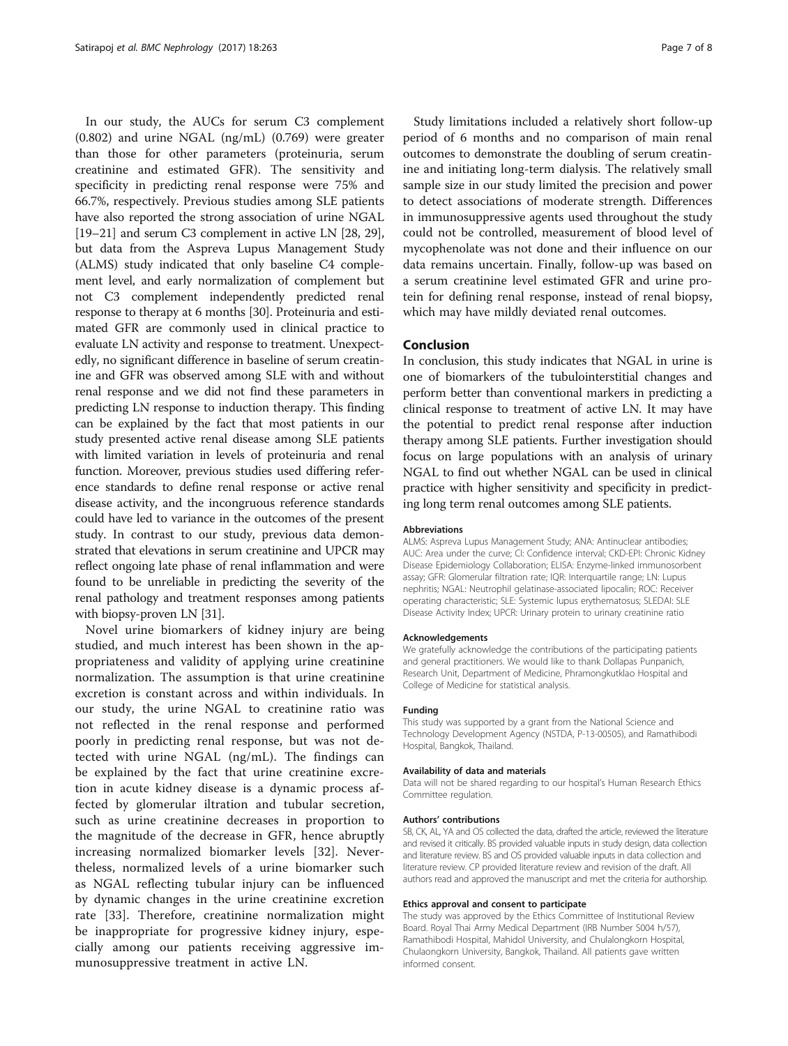In our study, the AUCs for serum C3 complement (0.802) and urine NGAL (ng/mL) (0.769) were greater than those for other parameters (proteinuria, serum creatinine and estimated GFR). The sensitivity and specificity in predicting renal response were 75% and 66.7%, respectively. Previous studies among SLE patients have also reported the strong association of urine NGAL [19–21] and serum C3 complement in active LN [28, 29], but data from the Aspreva Lupus Management Study (ALMS) study indicated that only baseline C4 complement level, and early normalization of complement but not C3 complement independently predicted renal response to therapy at 6 months [30]. Proteinuria and estimated GFR are commonly used in clinical practice to evaluate LN activity and response to treatment. Unexpectedly, no significant difference in baseline of serum creatinine and GFR was observed among SLE with and without renal response and we did not find these parameters in predicting LN response to induction therapy. This finding can be explained by the fact that most patients in our study presented active renal disease among SLE patients with limited variation in levels of proteinuria and renal function. Moreover, previous studies used differing reference standards to define renal response or active renal disease activity, and the incongruous reference standards could have led to variance in the outcomes of the present study. In contrast to our study, previous data demonstrated that elevations in serum creatinine and UPCR may reflect ongoing late phase of renal inflammation and were found to be unreliable in predicting the severity of the renal pathology and treatment responses among patients with biopsy-proven LN [31].

Novel urine biomarkers of kidney injury are being studied, and much interest has been shown in the appropriateness and validity of applying urine creatinine normalization. The assumption is that urine creatinine excretion is constant across and within individuals. In our study, the urine NGAL to creatinine ratio was not reflected in the renal response and performed poorly in predicting renal response, but was not detected with urine NGAL (ng/mL). The findings can be explained by the fact that urine creatinine excretion in acute kidney disease is a dynamic process affected by glomerular iltration and tubular secretion, such as urine creatinine decreases in proportion to the magnitude of the decrease in GFR, hence abruptly increasing normalized biomarker levels [32]. Nevertheless, normalized levels of a urine biomarker such as NGAL reflecting tubular injury can be influenced by dynamic changes in the urine creatinine excretion rate [33]. Therefore, creatinine normalization might be inappropriate for progressive kidney injury, especially among our patients receiving aggressive immunosuppressive treatment in active LN.

Study limitations included a relatively short follow-up period of 6 months and no comparison of main renal outcomes to demonstrate the doubling of serum creatinine and initiating long-term dialysis. The relatively small sample size in our study limited the precision and power to detect associations of moderate strength. Differences in immunosuppressive agents used throughout the study could not be controlled, measurement of blood level of mycophenolate was not done and their influence on our data remains uncertain. Finally, follow-up was based on a serum creatinine level estimated GFR and urine protein for defining renal response, instead of renal biopsy, which may have mildly deviated renal outcomes.

## Conclusion

In conclusion, this study indicates that NGAL in urine is one of biomarkers of the tubulointerstitial changes and perform better than conventional markers in predicting a clinical response to treatment of active LN. It may have the potential to predict renal response after induction therapy among SLE patients. Further investigation should focus on large populations with an analysis of urinary NGAL to find out whether NGAL can be used in clinical practice with higher sensitivity and specificity in predicting long term renal outcomes among SLE patients.

#### Abbreviations

ALMS: Aspreva Lupus Management Study; ANA: Antinuclear antibodies; AUC: Area under the curve; CI: Confidence interval; CKD-EPI: Chronic Kidney Disease Epidemiology Collaboration; ELISA: Enzyme-linked immunosorbent assay; GFR: Glomerular filtration rate; IQR: Interquartile range; LN: Lupus nephritis; NGAL: Neutrophil gelatinase-associated lipocalin; ROC: Receiver operating characteristic; SLE: Systemic lupus erythematosus; SLEDAI: SLE Disease Activity Index; UPCR: Urinary protein to urinary creatinine ratio

#### Acknowledgements

We gratefully acknowledge the contributions of the participating patients and general practitioners. We would like to thank Dollapas Punpanich, Research Unit, Department of Medicine, Phramongkutklao Hospital and College of Medicine for statistical analysis.

#### Funding

This study was supported by a grant from the National Science and Technology Development Agency (NSTDA, P-13-00505), and Ramathibodi Hospital, Bangkok, Thailand.

#### Availability of data and materials

Data will not be shared regarding to our hospital's Human Research Ethics Committee regulation.

#### Authors' contributions

SB, CK, AL, YA and OS collected the data, drafted the article, reviewed the literature and revised it critically. BS provided valuable inputs in study design, data collection and literature review. BS and OS provided valuable inputs in data collection and literature review. CP provided literature review and revision of the draft. All authors read and approved the manuscript and met the criteria for authorship.

#### Ethics approval and consent to participate

The study was approved by the Ethics Committee of Institutional Review Board. Royal Thai Army Medical Department (IRB Number S004 h/57), Ramathibodi Hospital, Mahidol University, and Chulalongkorn Hospital, Chulaongkorn University, Bangkok, Thailand. All patients gave written informed consent.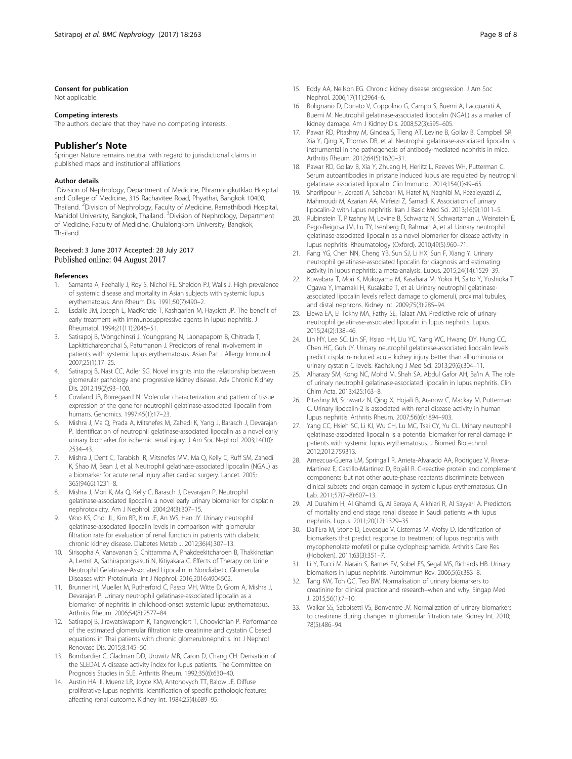#### Consent for publication

Not applicable.

#### Competing interests

The authors declare that they have no competing interests.

## Publisher's Note

Springer Nature remains neutral with regard to jurisdictional claims in published maps and institutional affiliations.

#### Author details

[1]Division of Nephrology, Department of Medicine, Phramongkutklao Hospital and College of Medicine, 315 Rachavitee Road, Phyathai, Bangkok 10400, Thailand. [2]Division of Nephrology, Faculty of Medicine, Ramathibodi Hospital, Mahidol University, Bangkok, Thailand. [3]Division of Nephrology, Department of Medicine, Faculty of Medicine, Chulalongkorn University, Bangkok, Thailand.

Received: 3 June 2017 Accepted: 28 July 2017
Published online: 04 August 2017

#### References

1. Samanta A, Feehally J, Roy S, Nichol FE, Sheldon PJ, Walls J. High prevalence of systemic disease and mortality in Asian subjects with systemic lupus erythematosus. Ann Rheum Dis. 1991;50(7):490–2.
2. Esdaile JM, Joseph L, MacKenzie T, Kashgarian M, Hayslett JP. The benefit of early treatment with immunosuppressive agents in lupus nephritis. J Rheumatol. 1994;21(11):2046–51.
3. Satirapoj B, Wongchinsri J, Youngprang N, Laonapaporn B, Chitrada T, Lapkittichareonchai S, Patumanon J. Predictors of renal involvement in patients with systemic lupus erythematosus. Asian Pac J Allergy Immunol. 2007;25(1):17–25.
4. Satirapoj B, Nast CC, Adler SG. Novel insights into the relationship between glomerular pathology and progressive kidney disease. Adv Chronic Kidney Dis. 2012;19(2):93–100.
5. Cowland JB, Borregaard N. Molecular characterization and pattern of tissue expression of the gene for neutrophil gelatinase-associated lipocalin from humans. Genomics. 1997;45(1):17–23.
6. Mishra J, Ma Q, Prada A, Mitsnefes M, Zahedi K, Yang J, Barasch J, Devarajan P. Identification of neutrophil gelatinase-associated lipocalin as a novel early urinary biomarker for ischemic renal injury. J Am Soc Nephrol. 2003;14(10): 2534–43.
7. Mishra J, Dent C, Tarabishi R, Mitsnefes MM, Ma Q, Kelly C, Ruff SM, Zahedi K, Shao M, Bean J, et al. Neutrophil gelatinase-associated lipocalin (NGAL) as a biomarker for acute renal injury after cardiac surgery. Lancet. 2005; 365(9466):1231–8.
8. Mishra J, Mori K, Ma Q, Kelly C, Barasch J, Devarajan P. Neutrophil gelatinase-associated lipocalin: a novel early urinary biomarker for cisplatin nephrotoxicity. Am J Nephrol. 2004;24(3):307–15.
9. Woo KS, Choi JL, Kim BR, Kim JE, An WS, Han JY. Urinary neutrophil gelatinase-associated lipocalin levels in comparison with glomerular filtration rate for evaluation of renal function in patients with diabetic chronic kidney disease. Diabetes Metab J. 2012;36(4):307–13.
10. Sirisopha A, Vanavanan S, Chittamma A, Phakdeekitcharoen B, Thakkinstian A, Lertrit A, Sathirapongsasuti N, Kitiyakara C. Effects of Therapy on Urine Neutrophil Gelatinase-Associated Lipocalin in Nondiabetic Glomerular Diseases with Proteinuria. Int J Nephrol. 2016;2016:4904502.
11. Brunner HI, Mueller M, Rutherford C, Passo MH, Witte D, Grom A, Mishra J, Devarajan P. Urinary neutrophil gelatinase-associated lipocalin as a biomarker of nephritis in childhood-onset systemic lupus erythematosus. Arthritis Rheum. 2006;54(8):2577–84.
12. Satirapoj B, Jirawatsiwaporn K, Tangwonglert T, Choovichian P. Performance of the estimated glomerular filtration rate creatinine and cystatin C based equations in Thai patients with chronic glomerulonephritis. Int J Nephrol Renovasc Dis. 2015;8:145–50.
13. Bombardier C, Gladman DD, Urowitz MB, Caron D, Chang CH. Derivation of the SLEDAI. A disease activity index for lupus patients. The Committee on Prognosis Studies in SLE. Arthritis Rheum. 1992;35(6):630–40.
14. Austin HA III, Muenz LR, Joyce KM, Antonovych TT, Balow JE. Diffuse proliferative lupus nephritis: identification of specific pathologic features affecting renal outcome. Kidney Int. 1984;25(4):689–95.
15. Eddy AA, Neilson EG. Chronic kidney disease progression. J Am Soc Nephrol. 2006;17(11):2964–6.
16. Bolignano D, Donato V, Coppolino G, Campo S, Buemi A, Lacquaniti A, Buemi M. Neutrophil gelatinase-associated lipocalin (NGAL) as a marker of kidney damage. Am J Kidney Dis. 2008;52(3):595–605.
17. Pawar RD, Pitashny M, Gindea S, Tieng AT, Levine B, Goilav B, Campbell SR, Xia Y, Qing X, Thomas DB, et al. Neutrophil gelatinase-associated lipocalin is instrumental in the pathogenesis of antibody-mediated nephritis in mice. Arthritis Rheum. 2012;64(5):1620–31.
18. Pawar RD, Goilav B, Xia Y, Zhuang H, Herlitz L, Reeves WH, Putterman C. Serum autoantibodies in pristane induced lupus are regulated by neutrophil gelatinase associated lipocalin. Clin Immunol. 2014;154(1):49–65.
19. Sharifipour F, Zeraati A, Sahebari M, Hatef M, Naghibi M, Rezaieyazdi Z, Mahmoudi M, Azarian AA, Mirfeizi Z, Samadi K. Association of urinary lipocalin-2 with lupus nephritis. Iran J Basic Med Sci. 2013;16(9):1011–5.
20. Rubinstein T, Pitashny M, Levine B, Schwartz N, Schwartzman J, Weinstein E, Pego-Reigosa JM, Lu TY, Isenberg D, Rahman A, et al. Urinary neutrophil gelatinase-associated lipocalin as a novel biomarker for disease activity in lupus nephritis. Rheumatology (Oxford). 2010;49(5):960–71.
21. Fang YG, Chen NN, Cheng YB, Sun SJ, Li HX, Sun F, Xiang Y. Urinary neutrophil gelatinase-associated lipocalin for diagnosis and estimating activity in lupus nephritis: a meta-analysis. Lupus. 2015;24(14):1529–39.
22. Kuwabara T, Mori K, Mukoyama M, Kasahara M, Yokoi H, Saito Y, Yoshioka T, Ogawa Y, Imamaki H, Kusakabe T, et al. Urinary neutrophil gelatinase-associated lipocalin levels reflect damage to glomeruli, proximal tubules, and distal nephrons. Kidney Int. 2009;75(3):285–94.
23. Elewa EA, El Tokhy MA, Fathy SE, Talaat AM. Predictive role of urinary neutrophil gelatinase-associated lipocalin in lupus nephritis. Lupus. 2015;24(2):138–46.
24. Lin HY, Lee SC, Lin SF, Hsiao HH, Liu YC, Yang WC, Hwang DY, Hung CC, Chen HC, Guh JY. Urinary neutrophil gelatinase-associated lipocalin levels predict cisplatin-induced acute kidney injury better than albuminuria or urinary cystatin C levels. Kaohsiung J Med Sci. 2013;29(6):304–11.
25. Alharazy SM, Kong NC, Mohd M, Shah SA, Abdul Gafor AH, Ba'in A. The role of urinary neutrophil gelatinase-associated lipocalin in lupus nephritis. Clin Chim Acta. 2013;425:163–8.
26. Pitashny M, Schwartz N, Qing X, Hojaili B, Aranow C, Mackay M, Putterman C. Urinary lipocalin-2 is associated with renal disease activity in human lupus nephritis. Arthritis Rheum. 2007;56(6):1894–903.
27. Yang CC, Hsieh SC, Li KJ, Wu CH, Lu MC, Tsai CY, Yu CL. Urinary neutrophil gelatinase-associated lipocalin is a potential biomarker for renal damage in patients with systemic lupus erythematosus. J Biomed Biotechnol. 2012;2012:759313.
28. Amezcua-Guerra LM, Springall R, Arrieta-Alvarado AA, Rodriguez V, Rivera-Martinez E, Castillo-Martinez D, Bojalil R. C-reactive protein and complement components but not other acute-phase reactants discriminate between clinical subsets and organ damage in systemic lupus erythematosus. Clin Lab. 2011;57(7–8):607–13.
29. Al Durahim H, Al Ghamdi G, Al Seraya A, Alkhiari R, Al Sayyari A. Predictors of mortality and end stage renal disease in Saudi patients with lupus nephritis. Lupus. 2011;20(12):1329–35.
30. Dall'Era M, Stone D, Levesque V, Cisternas M, Wofsy D. Identification of biomarkers that predict response to treatment of lupus nephritis with mycophenolate mofetil or pulse cyclophosphamide. Arthritis Care Res (Hoboken). 2011;63(3):351–7.
31. Li Y, Tucci M, Narain S, Barnes EV, Sobel ES, Segal MS, Richards HB. Urinary biomarkers in lupus nephritis. Autoimmun Rev. 2006;5(6):383–8.
32. Tang KW, Toh QC, Teo BW. Normalisation of urinary biomarkers to creatinine for clinical practice and research–when and why. Singap Med J. 2015;56(1):7–10.
33. Waikar SS, Sabbisetti VS, Bonventre JV. Normalization of urinary biomarkers to creatinine during changes in glomerular filtration rate. Kidney Int. 2010; 78(5):486–94.